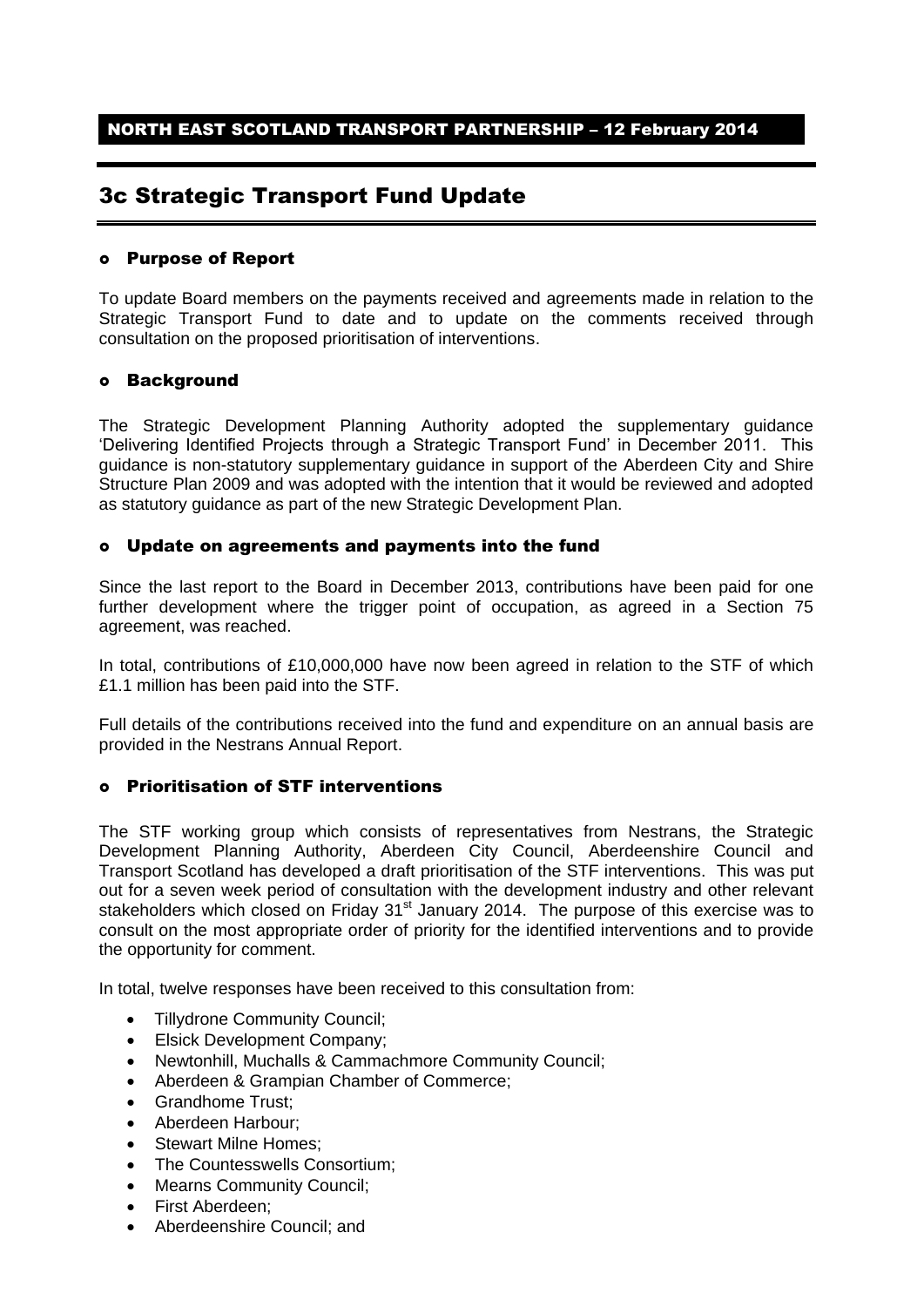**NORTH EAST SCOTLAND TRANSPORT PARTNERSHIP – 12 February 2014**

# 3c Strategic Transport Fund Update

## Purpose of Report

To update Board members on the payments received and agreements made in relation to the Strategic Transport Fund to date and to update on the comments received through consultation on the proposed prioritisation of interventions.

## Background

The Strategic Development Planning Authority adopted the supplementary guidance 'Delivering Identified Projects through a Strategic Transport Fund' in December 2011. This guidance is non-statutory supplementary guidance in support of the Aberdeen City and Shire Structure Plan 2009 and was adopted with the intention that it would be reviewed and adopted as statutory guidance as part of the new Strategic Development Plan.

## Update on agreements and payments into the fund

Since the last report to the Board in December 2013, contributions have been paid for one further development where the trigger point of occupation, as agreed in a Section 75 agreement, was reached.

In total, contributions of £10,000,000 have now been agreed in relation to the STF of which £1.1 million has been paid into the STF.

Full details of the contributions received into the fund and expenditure on an annual basis are provided in the Nestrans Annual Report.

## Prioritisation of STF interventions

The STF working group which consists of representatives from Nestrans, the Strategic Development Planning Authority, Aberdeen City Council, Aberdeenshire Council and Transport Scotland has developed a draft prioritisation of the STF interventions. This was put out for a seven week period of consultation with the development industry and other relevant stakeholders which closed on Friday 31st January 2014. The purpose of this exercise was to consult on the most appropriate order of priority for the identified interventions and to provide the opportunity for comment.

In total, twelve responses have been received to this consultation from:

- Tillydrone Community Council;
- Elsick Development Company;
- Newtonhill, Muchalls & Cammachmore Community Council;
- Aberdeen & Grampian Chamber of Commerce;
- Grandhome Trust;
- Aberdeen Harbour;
- Stewart Milne Homes;
- The Countesswells Consortium;
- Mearns Community Council;
- First Aberdeen;
- Aberdeenshire Council; and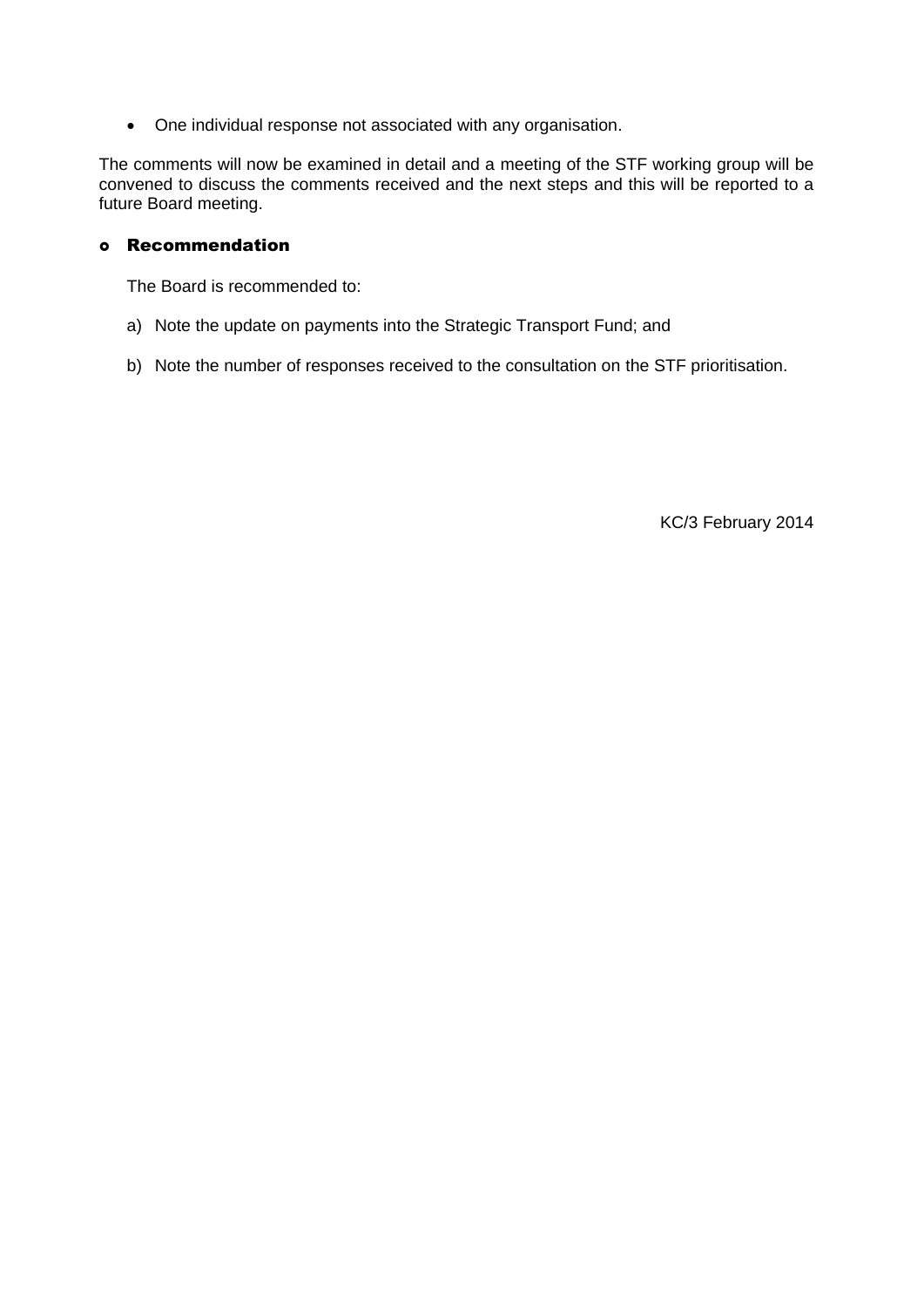- One individual response not associated with any organisation.

The comments will now be examined in detail and a meeting of the STF working group will be convened to discuss the comments received and the next steps and this will be reported to a future Board meeting.

## Recommendation

The Board is recommended to:

a) Note the update on payments into the Strategic Transport Fund; and

b) Note the number of responses received to the consultation on the STF prioritisation.

KC/3 February 2014